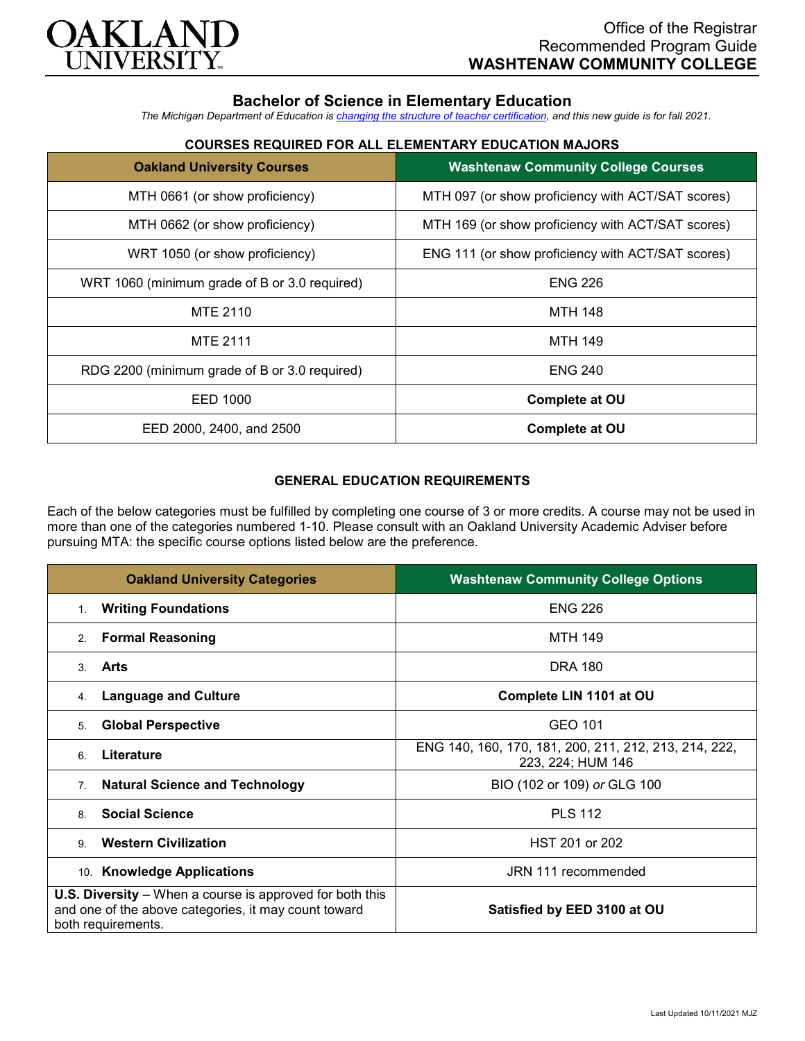OAKLAND UNIVERSITY

Office of the Registrar
Recommended Program Guide
**WASHTENAW COMMUNITY COLLEGE**

# Bachelor of Science in Elementary Education

*The Michigan Department of Education is changing the structure of teacher certification, and this new guide is for fall 2021.*

## COURSES REQUIRED FOR ALL ELEMENTARY EDUCATION MAJORS

| Oakland University Courses | Washtenaw Community College Courses |
|---|---|
| MTH 0661 (or show proficiency) | MTH 097 (or show proficiency with ACT/SAT scores) |
| MTH 0662 (or show proficiency) | MTH 169 (or show proficiency with ACT/SAT scores) |
| WRT 1050 (or show proficiency) | ENG 111 (or show proficiency with ACT/SAT scores) |
| WRT 1060 (minimum grade of B or 3.0 required) | ENG 226 |
| MTE 2110 | MTH 148 |
| MTE 2111 | MTH 149 |
| RDG 2200 (minimum grade of B or 3.0 required) | ENG 240 |
| EED 1000 | **Complete at OU** |
| EED 2000, 2400, and 2500 | **Complete at OU** |

## GENERAL EDUCATION REQUIREMENTS

Each of the below categories must be fulfilled by completing one course of 3 or more credits. A course may not be used in more than one of the categories numbered 1-10. Please consult with an Oakland University Academic Adviser before pursuing MTA: the specific course options listed below are the preference.

| Oakland University Categories | Washtenaw Community College Options |
|---|---|
| 1. **Writing Foundations** | ENG 226 |
| 2. **Formal Reasoning** | MTH 149 |
| 3. **Arts** | DRA 180 |
| 4. **Language and Culture** | **Complete LIN 1101 at OU** |
| 5. **Global Perspective** | GEO 101 |
| 6. **Literature** | ENG 140, 160, 170, 181, 200, 211, 212, 213, 214, 222, 223, 224; HUM 146 |
| 7. **Natural Science and Technology** | BIO (102 or 109) *or* GLG 100 |
| 8. **Social Science** | PLS 112 |
| 9. **Western Civilization** | HST 201 or 202 |
| 10. **Knowledge Applications** | JRN 111 recommended |
| **U.S. Diversity** – When a course is approved for both this and one of the above categories, it may count toward both requirements. | **Satisfied by EED 3100 at OU** |

Last Updated 10/11/2021 MJZ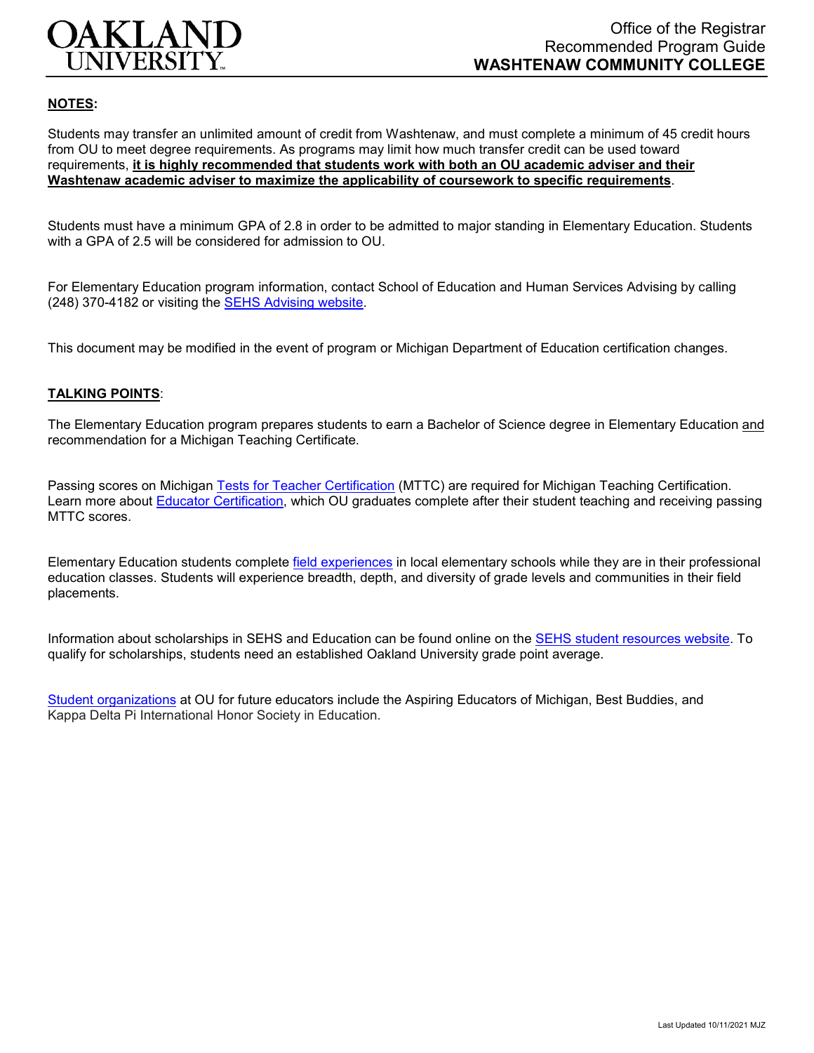**NOTES:**

Students may transfer an unlimited amount of credit from Washtenaw, and must complete a minimum of 45 credit hours from OU to meet degree requirements. As programs may limit how much transfer credit can be used toward requirements, **it is highly recommended that students work with both an OU academic adviser and their Washtenaw academic adviser to maximize the applicability of coursework to specific requirements**.

Students must have a minimum GPA of 2.8 in order to be admitted to major standing in Elementary Education. Students with a GPA of 2.5 will be considered for admission to OU.

For Elementary Education program information, contact School of Education and Human Services Advising by calling (248) 370-4182 or visiting the SEHS Advising website.

This document may be modified in the event of program or Michigan Department of Education certification changes.

**TALKING POINTS**:

The Elementary Education program prepares students to earn a Bachelor of Science degree in Elementary Education and recommendation for a Michigan Teaching Certificate.

Passing scores on Michigan Tests for Teacher Certification (MTTC) are required for Michigan Teaching Certification. Learn more about Educator Certification, which OU graduates complete after their student teaching and receiving passing MTTC scores.

Elementary Education students complete field experiences in local elementary schools while they are in their professional education classes. Students will experience breadth, depth, and diversity of grade levels and communities in their field placements.

Information about scholarships in SEHS and Education can be found online on the SEHS student resources website. To qualify for scholarships, students need an established Oakland University grade point average.

Student organizations at OU for future educators include the Aspiring Educators of Michigan, Best Buddies, and Kappa Delta Pi International Honor Society in Education.

Last Updated 10/11/2021 MJZ